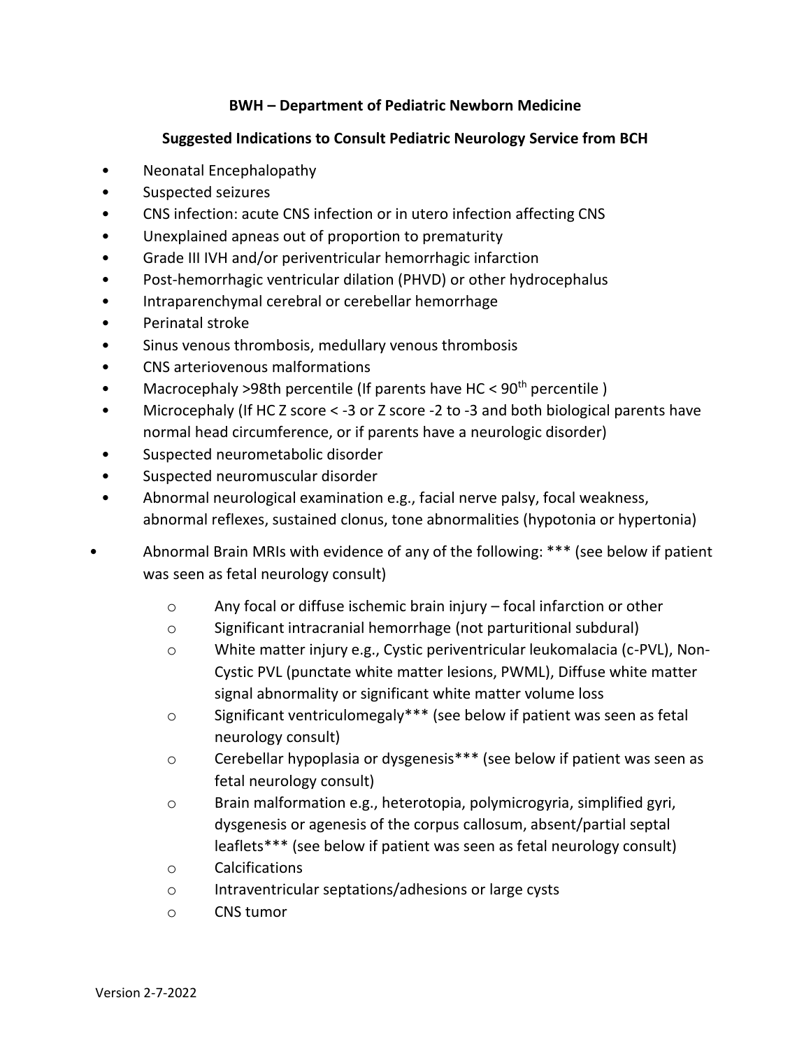**BWH – Department of Pediatric Newborn Medicine**

**Suggested Indications to Consult Pediatric Neurology Service from BCH**

- Neonatal Encephalopathy
- Suspected seizures
- CNS infection: acute CNS infection or in utero infection affecting CNS
- Unexplained apneas out of proportion to prematurity
- Grade III IVH and/or periventricular hemorrhagic infarction
- Post-hemorrhagic ventricular dilation (PHVD) or other hydrocephalus
- Intraparenchymal cerebral or cerebellar hemorrhage
- Perinatal stroke
- Sinus venous thrombosis, medullary venous thrombosis
- CNS arteriovenous malformations
- Macrocephaly >98th percentile (If parents have HC < 90th percentile )
- Microcephaly (If HC Z score < -3 or Z score -2 to -3 and both biological parents have normal head circumference, or if parents have a neurologic disorder)
- Suspected neurometabolic disorder
- Suspected neuromuscular disorder
- Abnormal neurological examination e.g., facial nerve palsy, focal weakness, abnormal reflexes, sustained clonus, tone abnormalities (hypotonia or hypertonia)
- Abnormal Brain MRIs with evidence of any of the following: *** (see below if patient was seen as fetal neurology consult)
  - Any focal or diffuse ischemic brain injury – focal infarction or other
  - Significant intracranial hemorrhage (not parturitional subdural)
  - White matter injury e.g., Cystic periventricular leukomalacia (c-PVL), Non-Cystic PVL (punctate white matter lesions, PWML), Diffuse white matter signal abnormality or significant white matter volume loss
  - Significant ventriculomegaly*** (see below if patient was seen as fetal neurology consult)
  - Cerebellar hypoplasia or dysgenesis*** (see below if patient was seen as fetal neurology consult)
  - Brain malformation e.g., heterotopia, polymicrogyria, simplified gyri, dysgenesis or agenesis of the corpus callosum, absent/partial septal leaflets*** (see below if patient was seen as fetal neurology consult)
  - Calcifications
  - Intraventricular septations/adhesions or large cysts
  - CNS tumor

Version 2-7-2022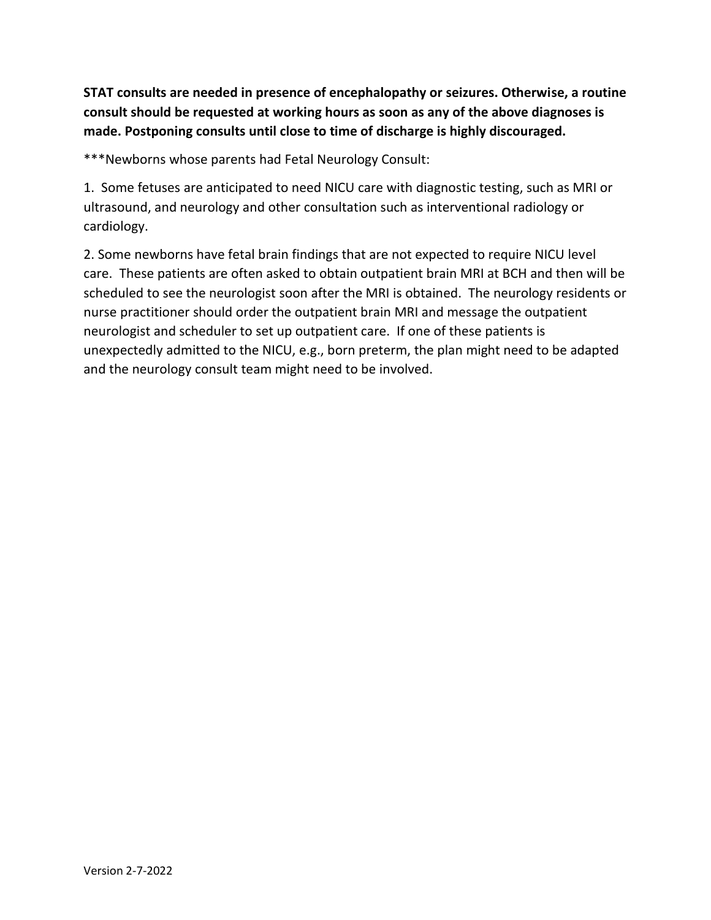**STAT consults are needed in presence of encephalopathy or seizures. Otherwise, a routine consult should be requested at working hours as soon as any of the above diagnoses is made. Postponing consults until close to time of discharge is highly discouraged.**

***Newborns whose parents had Fetal Neurology Consult:

1. Some fetuses are anticipated to need NICU care with diagnostic testing, such as MRI or ultrasound, and neurology and other consultation such as interventional radiology or cardiology.

2. Some newborns have fetal brain findings that are not expected to require NICU level care. These patients are often asked to obtain outpatient brain MRI at BCH and then will be scheduled to see the neurologist soon after the MRI is obtained. The neurology residents or nurse practitioner should order the outpatient brain MRI and message the outpatient neurologist and scheduler to set up outpatient care. If one of these patients is unexpectedly admitted to the NICU, e.g., born preterm, the plan might need to be adapted and the neurology consult team might need to be involved.

Version 2-7-2022